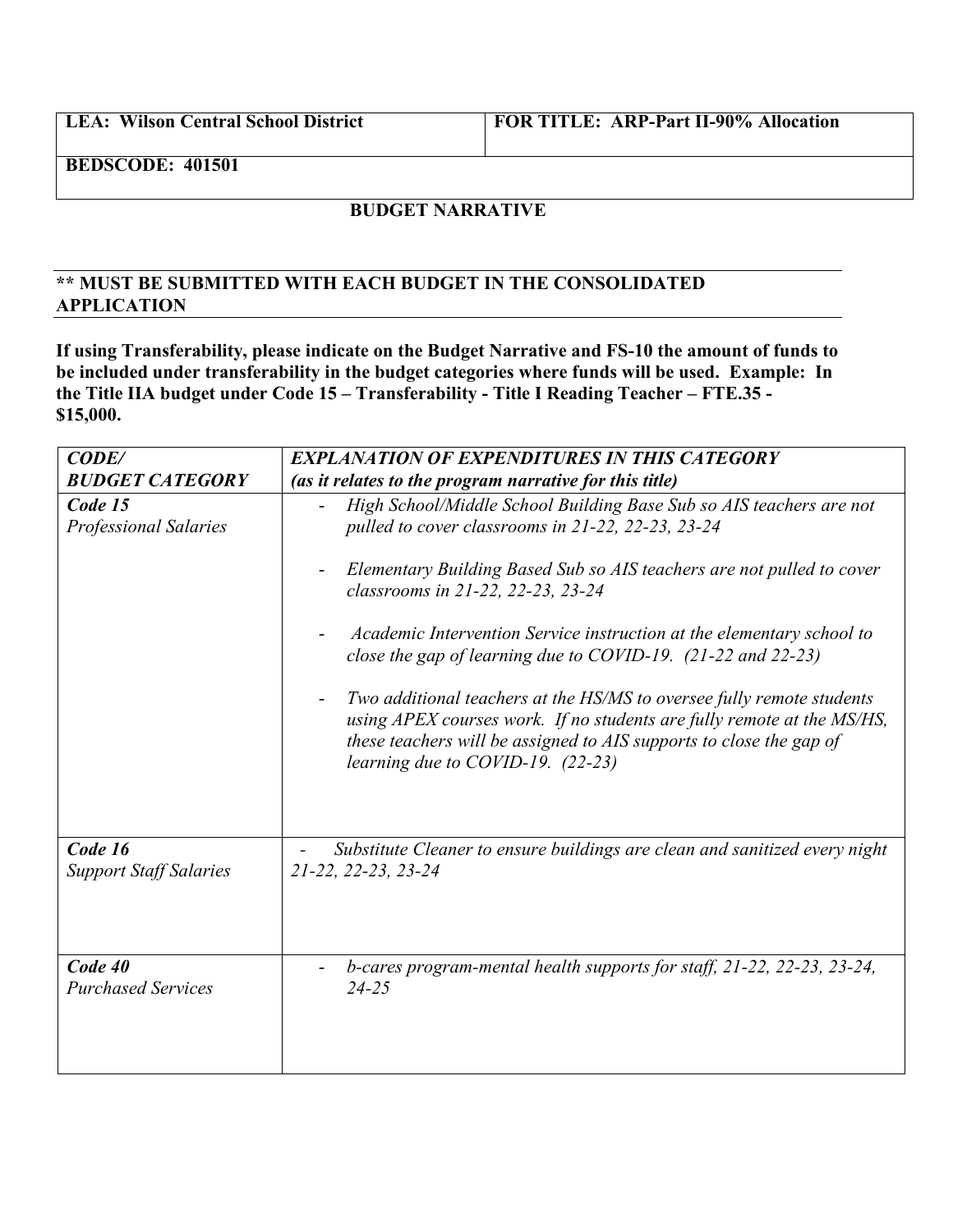| **LEA: Wilson Central School District** | **FOR TITLE: ARP-Part II-90% Allocation** |
|---|---|
| **BEDSCODE: 401501** | |

**BUDGET NARRATIVE**

**\*\* MUST BE SUBMITTED WITH EACH BUDGET IN THE CONSOLIDATED APPLICATION**

**If using Transferability, please indicate on the Budget Narrative and FS-10 the amount of funds to be included under transferability in the budget categories where funds will be used. Example: In the Title IIA budget under Code 15 – Transferability - Title I Reading Teacher – FTE.35 - $15,000.**

| ***CODE/ BUDGET CATEGORY*** | ***EXPLANATION OF EXPENDITURES IN THIS CATEGORY (as it relates to the program narrative for this title)*** |
|---|---|
| ***Code 15*** *Professional Salaries* | - *High School/Middle School Building Base Sub so AIS teachers are not pulled to cover classrooms in 21-22, 22-23, 23-24*<br>- *Elementary Building Based Sub so AIS teachers are not pulled to cover classrooms in 21-22, 22-23, 23-24*<br>- *Academic Intervention Service instruction at the elementary school to close the gap of learning due to COVID-19. (21-22 and 22-23)*<br>- *Two additional teachers at the HS/MS to oversee fully remote students using APEX courses work. If no students are fully remote at the MS/HS, these teachers will be assigned to AIS supports to close the gap of learning due to COVID-19. (22-23)* |
| ***Code 16*** *Support Staff Salaries* | - *Substitute Cleaner to ensure buildings are clean and sanitized every night 21-22, 22-23, 23-24* |
| ***Code 40*** *Purchased Services* | - *b-cares program-mental health supports for staff, 21-22, 22-23, 23-24, 24-25* |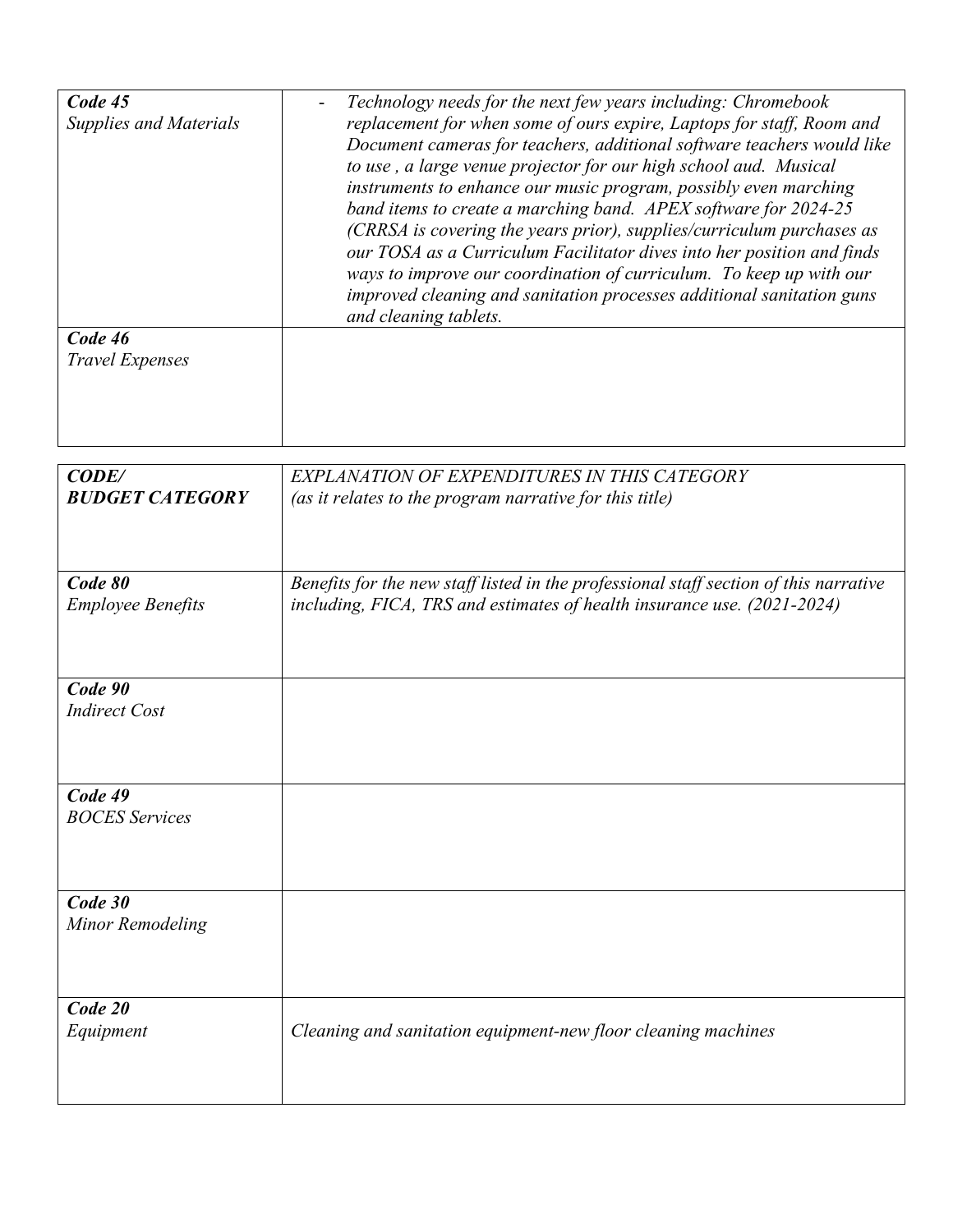| | |
|---|---|
| ***Code 45***<br>*Supplies and Materials* | - *Technology needs for the next few years including: Chromebook replacement for when some of ours expire, Laptops for staff, Room and Document cameras for teachers, additional software teachers would like to use , a large venue projector for our high school aud. Musical instruments to enhance our music program, possibly even marching band items to create a marching band. APEX software for 2024-25 (CRRSA is covering the years prior), supplies/curriculum purchases as our TOSA as a Curriculum Facilitator dives into her position and finds ways to improve our coordination of curriculum. To keep up with our improved cleaning and sanitation processes additional sanitation guns and cleaning tablets.* |
| ***Code 46***<br>*Travel Expenses* | |

| ***CODE/***<br>***BUDGET CATEGORY*** | *EXPLANATION OF EXPENDITURES IN THIS CATEGORY*<br>*(as it relates to the program narrative for this title)* |
|---|---|
| ***Code 80***<br>*Employee Benefits* | *Benefits for the new staff listed in the professional staff section of this narrative including, FICA, TRS and estimates of health insurance use. (2021-2024)* |
| ***Code 90***<br>*Indirect Cost* | |
| ***Code 49***<br>*BOCES Services* | |
| ***Code 30***<br>*Minor Remodeling* | |
| ***Code 20***<br>*Equipment* | *Cleaning and sanitation equipment-new floor cleaning machines* |